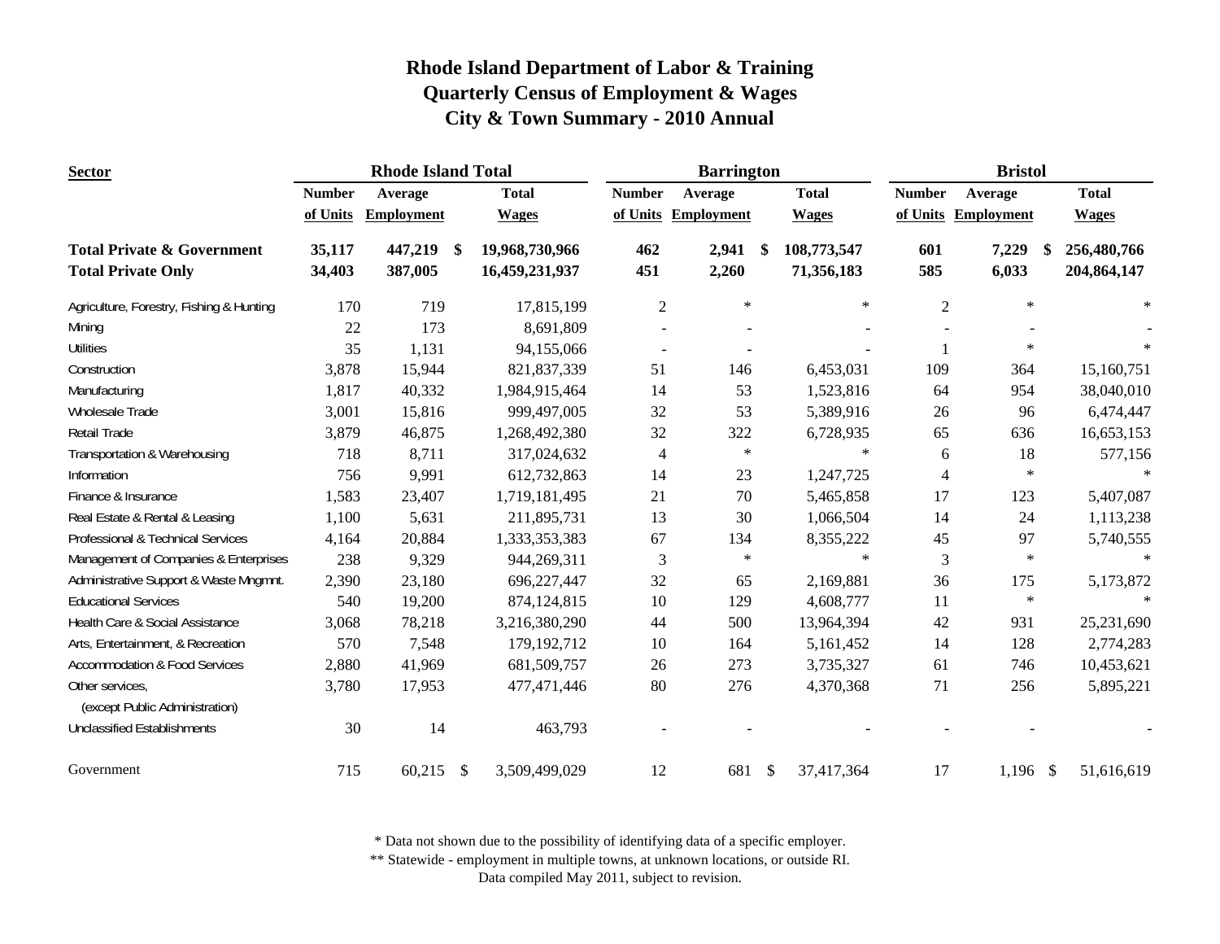# Rhode Island Department of Labor & Training
## Quarterly Census of Employment & Wages
## City & Town Summary - 2010 Annual

| Sector | Rhode Island Total | | | Barrington | | | Bristol | | |
|---|---|---|---|---|---|---|---|---|---|
| | Number of Units | Average Employment | Total Wages | Number of Units | Average Employment | Total Wages | Number of Units | Average Employment | Total Wages |
| **Total Private & Government** | **35,117** | **447,219** | **$ 19,968,730,966** | **462** | **2,941** | **$ 108,773,547** | **601** | **7,229** | **$ 256,480,766** |
| **Total Private Only** | **34,403** | **387,005** | **16,459,231,937** | **451** | **2,260** | **71,356,183** | **585** | **6,033** | **204,864,147** |
| Agriculture, Forestry, Fishing & Hunting | 170 | 719 | 17,815,199 | 2 | * | * | 2 | * | * |
| Mining | 22 | 173 | 8,691,809 | - | - | - | - | - | - |
| Utilities | 35 | 1,131 | 94,155,066 | - | - | - | 1 | * | * |
| Construction | 3,878 | 15,944 | 821,837,339 | 51 | 146 | 6,453,031 | 109 | 364 | 15,160,751 |
| Manufacturing | 1,817 | 40,332 | 1,984,915,464 | 14 | 53 | 1,523,816 | 64 | 954 | 38,040,010 |
| Wholesale Trade | 3,001 | 15,816 | 999,497,005 | 32 | 53 | 5,389,916 | 26 | 96 | 6,474,447 |
| Retail Trade | 3,879 | 46,875 | 1,268,492,380 | 32 | 322 | 6,728,935 | 65 | 636 | 16,653,153 |
| Transportation & Warehousing | 718 | 8,711 | 317,024,632 | 4 | * | * | 6 | 18 | 577,156 |
| Information | 756 | 9,991 | 612,732,863 | 14 | 23 | 1,247,725 | 4 | * | * |
| Finance & Insurance | 1,583 | 23,407 | 1,719,181,495 | 21 | 70 | 5,465,858 | 17 | 123 | 5,407,087 |
| Real Estate & Rental & Leasing | 1,100 | 5,631 | 211,895,731 | 13 | 30 | 1,066,504 | 14 | 24 | 1,113,238 |
| Professional & Technical Services | 4,164 | 20,884 | 1,333,353,383 | 67 | 134 | 8,355,222 | 45 | 97 | 5,740,555 |
| Management of Companies & Enterprises | 238 | 9,329 | 944,269,311 | 3 | * | * | 3 | * | * |
| Administrative Support & Waste Mngmnt. | 2,390 | 23,180 | 696,227,447 | 32 | 65 | 2,169,881 | 36 | 175 | 5,173,872 |
| Educational Services | 540 | 19,200 | 874,124,815 | 10 | 129 | 4,608,777 | 11 | * | * |
| Health Care & Social Assistance | 3,068 | 78,218 | 3,216,380,290 | 44 | 500 | 13,964,394 | 42 | 931 | 25,231,690 |
| Arts, Entertainment, & Recreation | 570 | 7,548 | 179,192,712 | 10 | 164 | 5,161,452 | 14 | 128 | 2,774,283 |
| Accommodation & Food Services | 2,880 | 41,969 | 681,509,757 | 26 | 273 | 3,735,327 | 61 | 746 | 10,453,621 |
| Other services, (except Public Administration) | 3,780 | 17,953 | 477,471,446 | 80 | 276 | 4,370,368 | 71 | 256 | 5,895,221 |
| Unclassified Establishments | 30 | 14 | 463,793 | - | - | - | - | - | - |
| Government | 715 | 60,215 | $ 3,509,499,029 | 12 | 681 | $ 37,417,364 | 17 | 1,196 | $ 51,616,619 |

\* Data not shown due to the possibility of identifying data of a specific employer.

\*\* Statewide - employment in multiple towns, at unknown locations, or outside RI.

Data compiled May 2011, subject to revision.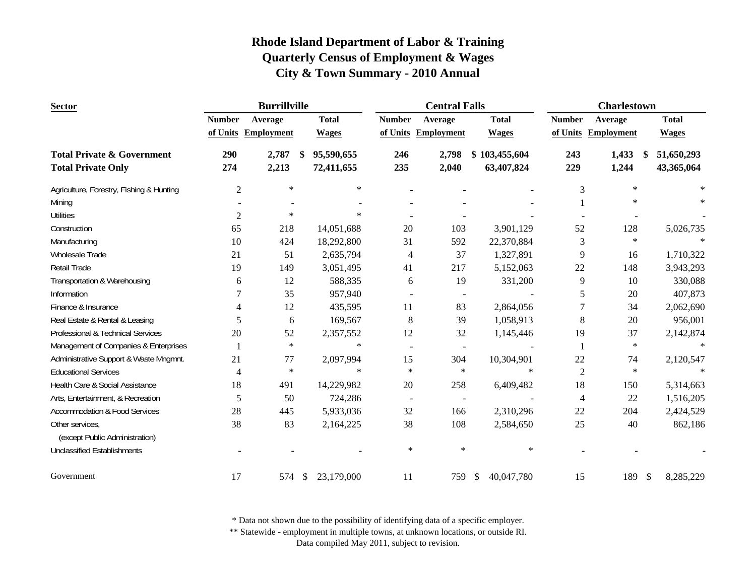# Rhode Island Department of Labor & Training
## Quarterly Census of Employment & Wages
## City & Town Summary - 2010 Annual

| Sector | Burrillville | | | Central Falls | | | Charlestown | | |
|---|---|---|---|---|---|---|---|---|---|
| | Number of Units | Average Employment | Total Wages | Number of Units | Average Employment | Total Wages | Number of Units | Average Employment | Total Wages |
| **Total Private & Government** | **290** | **2,787** | **$ 95,590,655** | **246** | **2,798** | **$ 103,455,604** | **243** | **1,433** | **$ 51,650,293** |
| **Total Private Only** | **274** | **2,213** | **72,411,655** | **235** | **2,040** | **63,407,824** | **229** | **1,244** | **43,365,064** |
| Agriculture, Forestry, Fishing & Hunting | 2 | * | * | - | - | - | 3 | * | * |
| Mining | - | - | - | - | - | - | 1 | * | * |
| Utilities | 2 | * | * | - | - | - | - | - | - |
| Construction | 65 | 218 | 14,051,688 | 20 | 103 | 3,901,129 | 52 | 128 | 5,026,735 |
| Manufacturing | 10 | 424 | 18,292,800 | 31 | 592 | 22,370,884 | 3 | * | * |
| Wholesale Trade | 21 | 51 | 2,635,794 | 4 | 37 | 1,327,891 | 9 | 16 | 1,710,322 |
| Retail Trade | 19 | 149 | 3,051,495 | 41 | 217 | 5,152,063 | 22 | 148 | 3,943,293 |
| Transportation & Warehousing | 6 | 12 | 588,335 | 6 | 19 | 331,200 | 9 | 10 | 330,088 |
| Information | 7 | 35 | 957,940 | - | - | - | 5 | 20 | 407,873 |
| Finance & Insurance | 4 | 12 | 435,595 | 11 | 83 | 2,864,056 | 7 | 34 | 2,062,690 |
| Real Estate & Rental & Leasing | 5 | 6 | 169,567 | 8 | 39 | 1,058,913 | 8 | 20 | 956,001 |
| Professional & Technical Services | 20 | 52 | 2,357,552 | 12 | 32 | 1,145,446 | 19 | 37 | 2,142,874 |
| Management of Companies & Enterprises | 1 | * | * | - | - | - | 1 | * | * |
| Administrative Support & Waste Mngmnt. | 21 | 77 | 2,097,994 | 15 | 304 | 10,304,901 | 22 | 74 | 2,120,547 |
| Educational Services | 4 | * | * | * | * | * | 2 | * | * |
| Health Care & Social Assistance | 18 | 491 | 14,229,982 | 20 | 258 | 6,409,482 | 18 | 150 | 5,314,663 |
| Arts, Entertainment, & Recreation | 5 | 50 | 724,286 | - | - | - | 4 | 22 | 1,516,205 |
| Accommodation & Food Services | 28 | 445 | 5,933,036 | 32 | 166 | 2,310,296 | 22 | 204 | 2,424,529 |
| Other services, (except Public Administration) | 38 | 83 | 2,164,225 | 38 | 108 | 2,584,650 | 25 | 40 | 862,186 |
| Unclassified Establishments | - | - | - | * | * | * | - | - | - |
| Government | 17 | 574 | $ 23,179,000 | 11 | 759 | $ 40,047,780 | 15 | 189 | $ 8,285,229 |

* Data not shown due to the possibility of identifying data of a specific employer.
** Statewide - employment in multiple towns, at unknown locations, or outside RI.
Data compiled May 2011, subject to revision.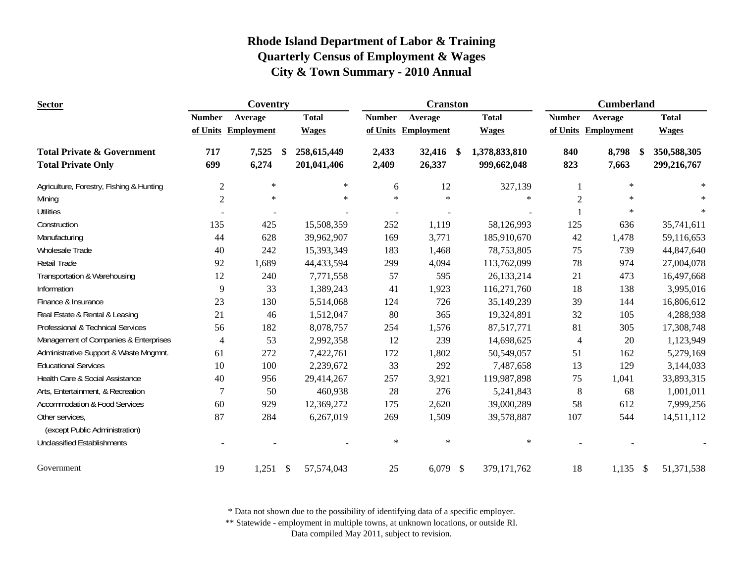# Rhode Island Department of Labor & Training
## Quarterly Census of Employment & Wages
## City & Town Summary - 2010 Annual

| Sector | Coventry | | | Cranston | | | Cumberland | | |
|---|---|---|---|---|---|---|---|---|---|
| | Number of Units | Average Employment | Total Wages | Number of Units | Average Employment | Total Wages | Number of Units | Average Employment | Total Wages |
| **Total Private & Government** | **717** | **7,525** | **$ 258,615,449** | **2,433** | **32,416** | **$ 1,378,833,810** | **840** | **8,798** | **$ 350,588,305** |
| **Total Private Only** | **699** | **6,274** | **201,041,406** | **2,409** | **26,337** | **999,662,048** | **823** | **7,663** | **299,216,767** |
| Agriculture, Forestry, Fishing & Hunting | 2 | * | * | 6 | 12 | 327,139 | 1 | * | * |
| Mining | 2 | * | * | * | * | * | 2 | * | * |
| Utilities | - | - | - | - | - | - | 1 | * | * |
| Construction | 135 | 425 | 15,508,359 | 252 | 1,119 | 58,126,993 | 125 | 636 | 35,741,611 |
| Manufacturing | 44 | 628 | 39,962,907 | 169 | 3,771 | 185,910,670 | 42 | 1,478 | 59,116,653 |
| Wholesale Trade | 40 | 242 | 15,393,349 | 183 | 1,468 | 78,753,805 | 75 | 739 | 44,847,640 |
| Retail Trade | 92 | 1,689 | 44,433,594 | 299 | 4,094 | 113,762,099 | 78 | 974 | 27,004,078 |
| Transportation & Warehousing | 12 | 240 | 7,771,558 | 57 | 595 | 26,133,214 | 21 | 473 | 16,497,668 |
| Information | 9 | 33 | 1,389,243 | 41 | 1,923 | 116,271,760 | 18 | 138 | 3,995,016 |
| Finance & Insurance | 23 | 130 | 5,514,068 | 124 | 726 | 35,149,239 | 39 | 144 | 16,806,612 |
| Real Estate & Rental & Leasing | 21 | 46 | 1,512,047 | 80 | 365 | 19,324,891 | 32 | 105 | 4,288,938 |
| Professional & Technical Services | 56 | 182 | 8,078,757 | 254 | 1,576 | 87,517,771 | 81 | 305 | 17,308,748 |
| Management of Companies & Enterprises | 4 | 53 | 2,992,358 | 12 | 239 | 14,698,625 | 4 | 20 | 1,123,949 |
| Administrative Support & Waste Mngmnt. | 61 | 272 | 7,422,761 | 172 | 1,802 | 50,549,057 | 51 | 162 | 5,279,169 |
| Educational Services | 10 | 100 | 2,239,672 | 33 | 292 | 7,487,658 | 13 | 129 | 3,144,033 |
| Health Care & Social Assistance | 40 | 956 | 29,414,267 | 257 | 3,921 | 119,987,898 | 75 | 1,041 | 33,893,315 |
| Arts, Entertainment, & Recreation | 7 | 50 | 460,938 | 28 | 276 | 5,241,843 | 8 | 68 | 1,001,011 |
| Accommodation & Food Services | 60 | 929 | 12,369,272 | 175 | 2,620 | 39,000,289 | 58 | 612 | 7,999,256 |
| Other services, (except Public Administration) | 87 | 284 | 6,267,019 | 269 | 1,509 | 39,578,887 | 107 | 544 | 14,511,112 |
| Unclassified Establishments | - | - | - | * | * | * | - | - | - |
| Government | 19 | 1,251 | $ 57,574,043 | 25 | 6,079 | $ 379,171,762 | 18 | 1,135 | $ 51,371,538 |

\* Data not shown due to the possibility of identifying data of a specific employer.
\*\* Statewide - employment in multiple towns, at unknown locations, or outside RI.
Data compiled May 2011, subject to revision.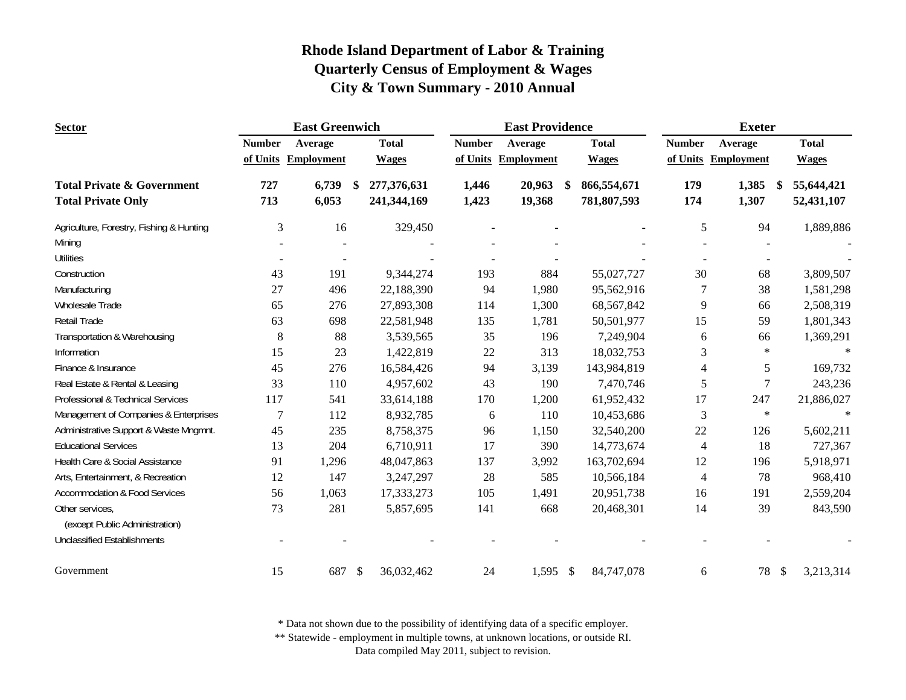# Rhode Island Department of Labor & Training
## Quarterly Census of Employment & Wages
## City & Town Summary - 2010 Annual

| Sector | East Greenwich | | | East Providence | | | Exeter | | |
|---|---|---|---|---|---|---|---|---|---|
| | Number of Units | Average Employment | Total Wages | Number of Units | Average Employment | Total Wages | Number of Units | Average Employment | Total Wages |
| **Total Private & Government** | **727** | **6,739** | **$ 277,376,631** | **1,446** | **20,963** | **$ 866,554,671** | **179** | **1,385** | **$ 55,644,421** |
| **Total Private Only** | **713** | **6,053** | **241,344,169** | **1,423** | **19,368** | **781,807,593** | **174** | **1,307** | **52,431,107** |
| Agriculture, Forestry, Fishing & Hunting | 3 | 16 | 329,450 | - | - | - | 5 | 94 | 1,889,886 |
| Mining | - | - | - | - | - | - | - | - | - |
| Utilities | - | - | - | - | - | - | - | - | - |
| Construction | 43 | 191 | 9,344,274 | 193 | 884 | 55,027,727 | 30 | 68 | 3,809,507 |
| Manufacturing | 27 | 496 | 22,188,390 | 94 | 1,980 | 95,562,916 | 7 | 38 | 1,581,298 |
| Wholesale Trade | 65 | 276 | 27,893,308 | 114 | 1,300 | 68,567,842 | 9 | 66 | 2,508,319 |
| Retail Trade | 63 | 698 | 22,581,948 | 135 | 1,781 | 50,501,977 | 15 | 59 | 1,801,343 |
| Transportation & Warehousing | 8 | 88 | 3,539,565 | 35 | 196 | 7,249,904 | 6 | 66 | 1,369,291 |
| Information | 15 | 23 | 1,422,819 | 22 | 313 | 18,032,753 | 3 | * | * |
| Finance & Insurance | 45 | 276 | 16,584,426 | 94 | 3,139 | 143,984,819 | 4 | 5 | 169,732 |
| Real Estate & Rental & Leasing | 33 | 110 | 4,957,602 | 43 | 190 | 7,470,746 | 5 | 7 | 243,236 |
| Professional & Technical Services | 117 | 541 | 33,614,188 | 170 | 1,200 | 61,952,432 | 17 | 247 | 21,886,027 |
| Management of Companies & Enterprises | 7 | 112 | 8,932,785 | 6 | 110 | 10,453,686 | 3 | * | * |
| Administrative Support & Waste Mngmnt. | 45 | 235 | 8,758,375 | 96 | 1,150 | 32,540,200 | 22 | 126 | 5,602,211 |
| Educational Services | 13 | 204 | 6,710,911 | 17 | 390 | 14,773,674 | 4 | 18 | 727,367 |
| Health Care & Social Assistance | 91 | 1,296 | 48,047,863 | 137 | 3,992 | 163,702,694 | 12 | 196 | 5,918,971 |
| Arts, Entertainment, & Recreation | 12 | 147 | 3,247,297 | 28 | 585 | 10,566,184 | 4 | 78 | 968,410 |
| Accommodation & Food Services | 56 | 1,063 | 17,333,273 | 105 | 1,491 | 20,951,738 | 16 | 191 | 2,559,204 |
| Other services, (except Public Administration) | 73 | 281 | 5,857,695 | 141 | 668 | 20,468,301 | 14 | 39 | 843,590 |
| Unclassified Establishments | - | - | - | - | - | - | - | - | - |
| Government | 15 | 687 | $ 36,032,462 | 24 | 1,595 | $ 84,747,078 | 6 | 78 | $ 3,213,314 |

* Data not shown due to the possibility of identifying data of a specific employer.

** Statewide - employment in multiple towns, at unknown locations, or outside RI.

Data compiled May 2011, subject to revision.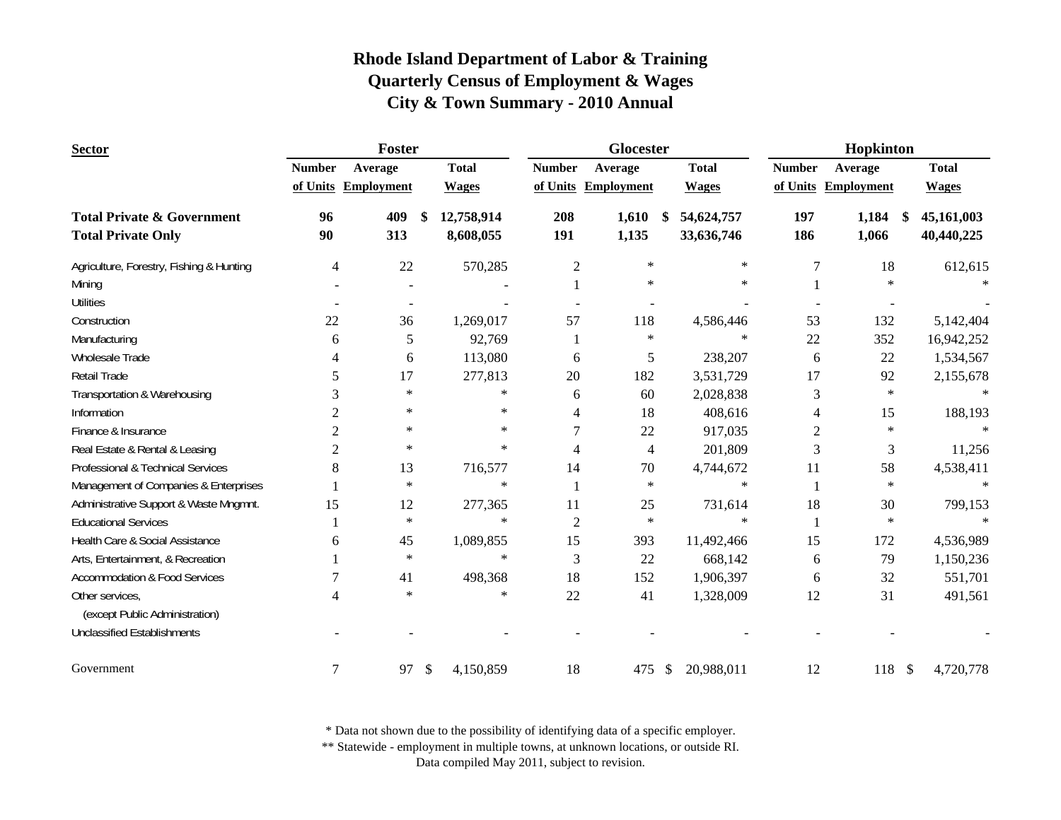# Rhode Island Department of Labor & Training
## Quarterly Census of Employment & Wages
## City & Town Summary - 2010 Annual

| Sector | Foster | | | Glocester | | | Hopkinton | | |
|---|---|---|---|---|---|---|---|---|---|
| | Number of Units | Average Employment | Total Wages | Number of Units | Average Employment | Total Wages | Number of Units | Average Employment | Total Wages |
| **Total Private & Government** | **96** | **409** | **$ 12,758,914** | **208** | **1,610** | **$ 54,624,757** | **197** | **1,184** | **$ 45,161,003** |
| **Total Private Only** | **90** | **313** | **8,608,055** | **191** | **1,135** | **33,636,746** | **186** | **1,066** | **40,440,225** |
| Agriculture, Forestry, Fishing & Hunting | 4 | 22 | 570,285 | 2 | * | * | 7 | 18 | 612,615 |
| Mining | - | - | - | 1 | * | * | 1 | * | * |
| Utilities | - | - | - | - | - | - | - | - | - |
| Construction | 22 | 36 | 1,269,017 | 57 | 118 | 4,586,446 | 53 | 132 | 5,142,404 |
| Manufacturing | 6 | 5 | 92,769 | 1 | * | * | 22 | 352 | 16,942,252 |
| Wholesale Trade | 4 | 6 | 113,080 | 6 | 5 | 238,207 | 6 | 22 | 1,534,567 |
| Retail Trade | 5 | 17 | 277,813 | 20 | 182 | 3,531,729 | 17 | 92 | 2,155,678 |
| Transportation & Warehousing | 3 | * | * | 6 | 60 | 2,028,838 | 3 | * | * |
| Information | 2 | * | * | 4 | 18 | 408,616 | 4 | 15 | 188,193 |
| Finance & Insurance | 2 | * | * | 7 | 22 | 917,035 | 2 | * | * |
| Real Estate & Rental & Leasing | 2 | * | * | 4 | 4 | 201,809 | 3 | 3 | 11,256 |
| Professional & Technical Services | 8 | 13 | 716,577 | 14 | 70 | 4,744,672 | 11 | 58 | 4,538,411 |
| Management of Companies & Enterprises | 1 | * | * | 1 | * | * | 1 | * | * |
| Administrative Support & Waste Mngmnt. | 15 | 12 | 277,365 | 11 | 25 | 731,614 | 18 | 30 | 799,153 |
| Educational Services | 1 | * | * | 2 | * | * | 1 | * | * |
| Health Care & Social Assistance | 6 | 45 | 1,089,855 | 15 | 393 | 11,492,466 | 15 | 172 | 4,536,989 |
| Arts, Entertainment, & Recreation | 1 | * | * | 3 | 22 | 668,142 | 6 | 79 | 1,150,236 |
| Accommodation & Food Services | 7 | 41 | 498,368 | 18 | 152 | 1,906,397 | 6 | 32 | 551,701 |
| Other services, (except Public Administration) | 4 | * | * | 22 | 41 | 1,328,009 | 12 | 31 | 491,561 |
| Unclassified Establishments | - | - | - | - | - | - | - | - | - |
| Government | 7 | 97 | $ 4,150,859 | 18 | 475 | $ 20,988,011 | 12 | 118 | $ 4,720,778 |

\* Data not shown due to the possibility of identifying data of a specific employer.
** Statewide - employment in multiple towns, at unknown locations, or outside RI.
Data compiled May 2011, subject to revision.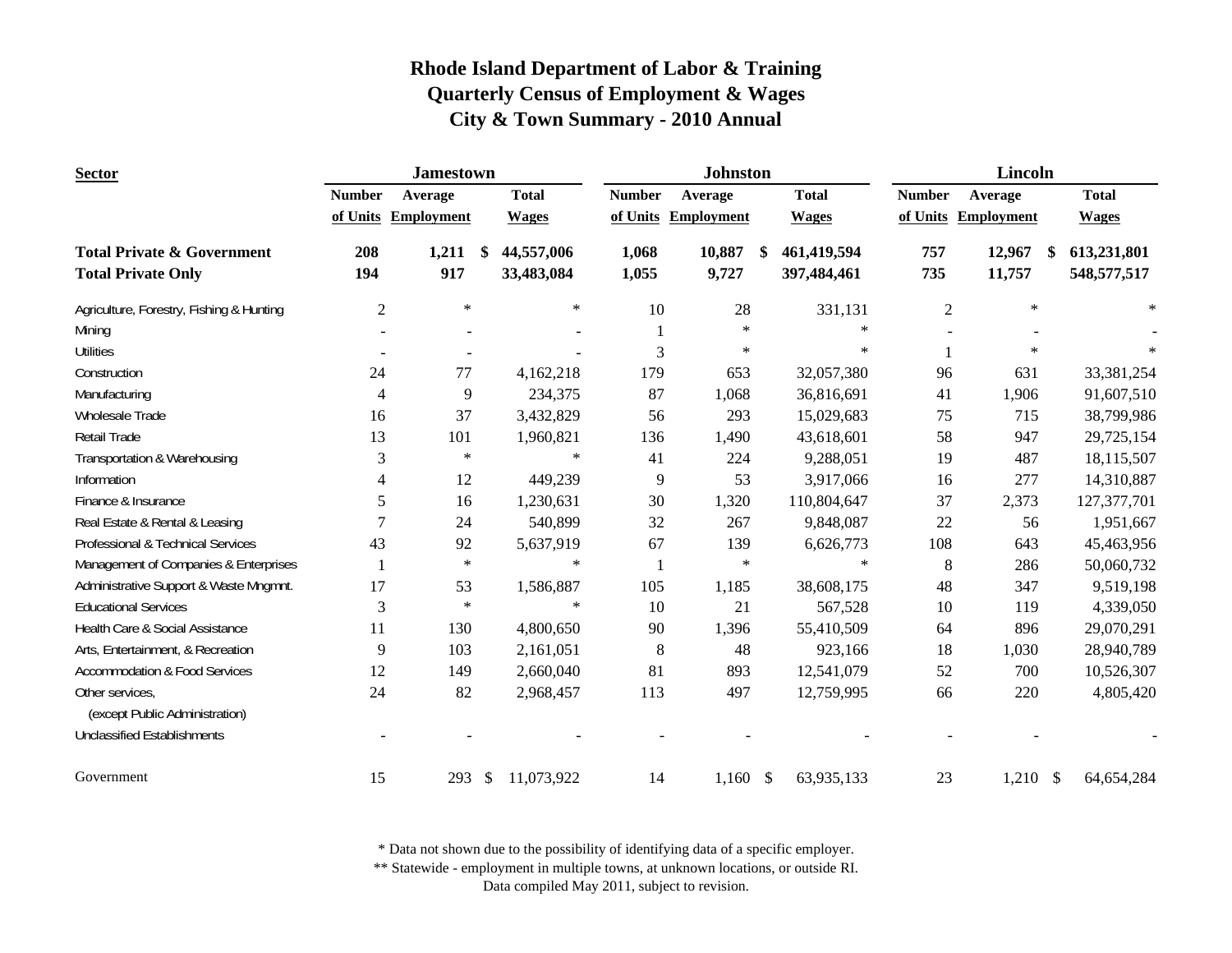# Rhode Island Department of Labor & Training
## Quarterly Census of Employment & Wages
## City & Town Summary - 2010 Annual

| Sector | Jamestown | | | Johnston | | | Lincoln | | |
|---|---|---|---|---|---|---|---|---|---|
| | Number of Units | Average Employment | Total Wages | Number of Units | Average Employment | Total Wages | Number of Units | Average Employment | Total Wages |
| **Total Private & Government** | **208** | **1,211** | **$ 44,557,006** | **1,068** | **10,887** | **$ 461,419,594** | **757** | **12,967** | **$ 613,231,801** |
| **Total Private Only** | **194** | **917** | **33,483,084** | **1,055** | **9,727** | **397,484,461** | **735** | **11,757** | **548,577,517** |
| Agriculture, Forestry, Fishing & Hunting | 2 | * | * | 10 | 28 | 331,131 | 2 | * | * |
| Mining | - | - | - | 1 | * | * | - | - | - |
| Utilities | - | - | - | 3 | * | * | 1 | * | * |
| Construction | 24 | 77 | 4,162,218 | 179 | 653 | 32,057,380 | 96 | 631 | 33,381,254 |
| Manufacturing | 4 | 9 | 234,375 | 87 | 1,068 | 36,816,691 | 41 | 1,906 | 91,607,510 |
| Wholesale Trade | 16 | 37 | 3,432,829 | 56 | 293 | 15,029,683 | 75 | 715 | 38,799,986 |
| Retail Trade | 13 | 101 | 1,960,821 | 136 | 1,490 | 43,618,601 | 58 | 947 | 29,725,154 |
| Transportation & Warehousing | 3 | * | * | 41 | 224 | 9,288,051 | 19 | 487 | 18,115,507 |
| Information | 4 | 12 | 449,239 | 9 | 53 | 3,917,066 | 16 | 277 | 14,310,887 |
| Finance & Insurance | 5 | 16 | 1,230,631 | 30 | 1,320 | 110,804,647 | 37 | 2,373 | 127,377,701 |
| Real Estate & Rental & Leasing | 7 | 24 | 540,899 | 32 | 267 | 9,848,087 | 22 | 56 | 1,951,667 |
| Professional & Technical Services | 43 | 92 | 5,637,919 | 67 | 139 | 6,626,773 | 108 | 643 | 45,463,956 |
| Management of Companies & Enterprises | 1 | * | * | 1 | * | * | 8 | 286 | 50,060,732 |
| Administrative Support & Waste Mngmnt. | 17 | 53 | 1,586,887 | 105 | 1,185 | 38,608,175 | 48 | 347 | 9,519,198 |
| Educational Services | 3 | * | * | 10 | 21 | 567,528 | 10 | 119 | 4,339,050 |
| Health Care & Social Assistance | 11 | 130 | 4,800,650 | 90 | 1,396 | 55,410,509 | 64 | 896 | 29,070,291 |
| Arts, Entertainment, & Recreation | 9 | 103 | 2,161,051 | 8 | 48 | 923,166 | 18 | 1,030 | 28,940,789 |
| Accommodation & Food Services | 12 | 149 | 2,660,040 | 81 | 893 | 12,541,079 | 52 | 700 | 10,526,307 |
| Other services, (except Public Administration) | 24 | 82 | 2,968,457 | 113 | 497 | 12,759,995 | 66 | 220 | 4,805,420 |
| Unclassified Establishments | - | - | - | - | - | - | - | - | - |
| Government | 15 | 293 | $ 11,073,922 | 14 | 1,160 | $ 63,935,133 | 23 | 1,210 | $ 64,654,284 |

\* Data not shown due to the possibility of identifying data of a specific employer.

\** Statewide - employment in multiple towns, at unknown locations, or outside RI.

Data compiled May 2011, subject to revision.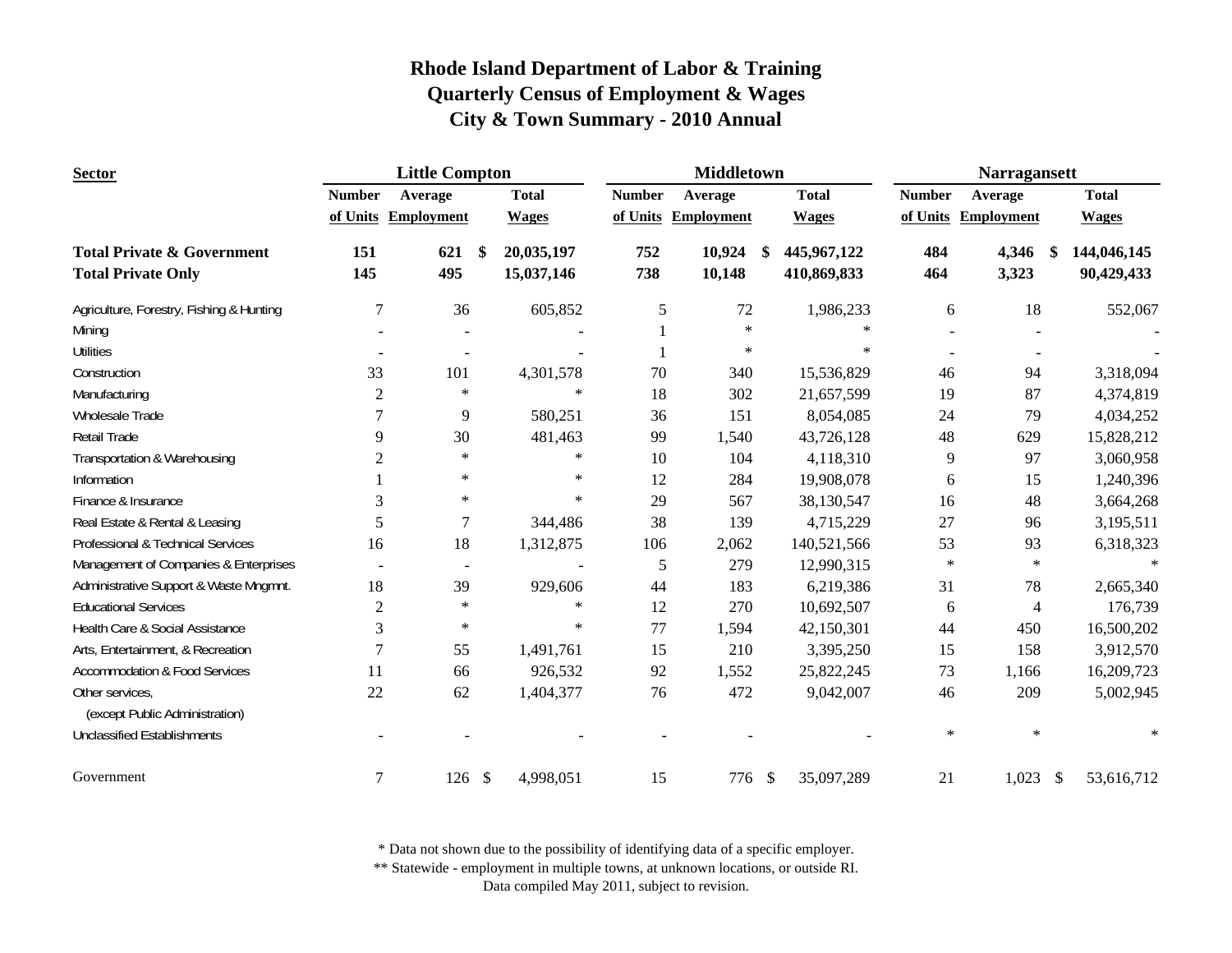# Rhode Island Department of Labor & Training
## Quarterly Census of Employment & Wages
## City & Town Summary - 2010 Annual

| Sector | Little Compton | | | Middletown | | | Narragansett | | |
|---|---|---|---|---|---|---|---|---|---|
| | Number of Units | Average Employment | Total Wages | Number of Units | Average Employment | Total Wages | Number of Units | Average Employment | Total Wages |
| **Total Private & Government** | **151** | **621** | **$ 20,035,197** | **752** | **10,924** | **$ 445,967,122** | **484** | **4,346** | **$ 144,046,145** |
| **Total Private Only** | **145** | **495** | **15,037,146** | **738** | **10,148** | **410,869,833** | **464** | **3,323** | **90,429,433** |
| Agriculture, Forestry, Fishing & Hunting | 7 | 36 | 605,852 | 5 | 72 | 1,986,233 | 6 | 18 | 552,067 |
| Mining | - | - | - | 1 | * | * | - | - | - |
| Utilities | - | - | - | 1 | * | * | - | - | - |
| Construction | 33 | 101 | 4,301,578 | 70 | 340 | 15,536,829 | 46 | 94 | 3,318,094 |
| Manufacturing | 2 | * | * | 18 | 302 | 21,657,599 | 19 | 87 | 4,374,819 |
| Wholesale Trade | 7 | 9 | 580,251 | 36 | 151 | 8,054,085 | 24 | 79 | 4,034,252 |
| Retail Trade | 9 | 30 | 481,463 | 99 | 1,540 | 43,726,128 | 48 | 629 | 15,828,212 |
| Transportation & Warehousing | 2 | * | * | 10 | 104 | 4,118,310 | 9 | 97 | 3,060,958 |
| Information | 1 | * | * | 12 | 284 | 19,908,078 | 6 | 15 | 1,240,396 |
| Finance & Insurance | 3 | * | * | 29 | 567 | 38,130,547 | 16 | 48 | 3,664,268 |
| Real Estate & Rental & Leasing | 5 | 7 | 344,486 | 38 | 139 | 4,715,229 | 27 | 96 | 3,195,511 |
| Professional & Technical Services | 16 | 18 | 1,312,875 | 106 | 2,062 | 140,521,566 | 53 | 93 | 6,318,323 |
| Management of Companies & Enterprises | - | - | - | 5 | 279 | 12,990,315 | * | * | * |
| Administrative Support & Waste Mngmnt. | 18 | 39 | 929,606 | 44 | 183 | 6,219,386 | 31 | 78 | 2,665,340 |
| Educational Services | 2 | * | * | 12 | 270 | 10,692,507 | 6 | 4 | 176,739 |
| Health Care & Social Assistance | 3 | * | * | 77 | 1,594 | 42,150,301 | 44 | 450 | 16,500,202 |
| Arts, Entertainment, & Recreation | 7 | 55 | 1,491,761 | 15 | 210 | 3,395,250 | 15 | 158 | 3,912,570 |
| Accommodation & Food Services | 11 | 66 | 926,532 | 92 | 1,552 | 25,822,245 | 73 | 1,166 | 16,209,723 |
| Other services, (except Public Administration) | 22 | 62 | 1,404,377 | 76 | 472 | 9,042,007 | 46 | 209 | 5,002,945 |
| Unclassified Establishments | - | - | - | - | - | - | * | * | * |
| Government | 7 | 126 | $ 4,998,051 | 15 | 776 | $ 35,097,289 | 21 | 1,023 | $ 53,616,712 |

\* Data not shown due to the possibility of identifying data of a specific employer.

\*\* Statewide - employment in multiple towns, at unknown locations, or outside RI.

Data compiled May 2011, subject to revision.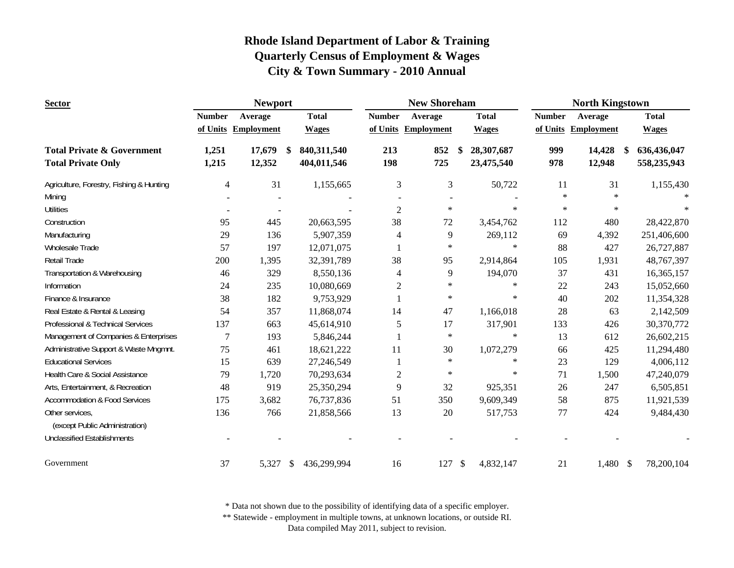# Rhode Island Department of Labor & Training
## Quarterly Census of Employment & Wages
## City & Town Summary - 2010 Annual

| Sector | Newport | | | New Shoreham | | | North Kingstown | | |
|---|---|---|---|---|---|---|---|---|---|
| | Number of Units | Average Employment | Total Wages | Number of Units | Average Employment | Total Wages | Number of Units | Average Employment | Total Wages |
| **Total Private & Government** | **1,251** | **17,679** | **$ 840,311,540** | **213** | **852** | **$ 28,307,687** | **999** | **14,428** | **$ 636,436,047** |
| **Total Private Only** | **1,215** | **12,352** | **404,011,546** | **198** | **725** | **23,475,540** | **978** | **12,948** | **558,235,943** |
| Agriculture, Forestry, Fishing & Hunting | 4 | 31 | 1,155,665 | 3 | 3 | 50,722 | 11 | 31 | 1,155,430 |
| Mining | - | - | - | - | - | - | * | * | * |
| Utilities | - | - | - | 2 | * | * | * | * | * |
| Construction | 95 | 445 | 20,663,595 | 38 | 72 | 3,454,762 | 112 | 480 | 28,422,870 |
| Manufacturing | 29 | 136 | 5,907,359 | 4 | 9 | 269,112 | 69 | 4,392 | 251,406,600 |
| Wholesale Trade | 57 | 197 | 12,071,075 | 1 | * | * | 88 | 427 | 26,727,887 |
| Retail Trade | 200 | 1,395 | 32,391,789 | 38 | 95 | 2,914,864 | 105 | 1,931 | 48,767,397 |
| Transportation & Warehousing | 46 | 329 | 8,550,136 | 4 | 9 | 194,070 | 37 | 431 | 16,365,157 |
| Information | 24 | 235 | 10,080,669 | 2 | * | * | 22 | 243 | 15,052,660 |
| Finance & Insurance | 38 | 182 | 9,753,929 | 1 | * | * | 40 | 202 | 11,354,328 |
| Real Estate & Rental & Leasing | 54 | 357 | 11,868,074 | 14 | 47 | 1,166,018 | 28 | 63 | 2,142,509 |
| Professional & Technical Services | 137 | 663 | 45,614,910 | 5 | 17 | 317,901 | 133 | 426 | 30,370,772 |
| Management of Companies & Enterprises | 7 | 193 | 5,846,244 | 1 | * | * | 13 | 612 | 26,602,215 |
| Administrative Support & Waste Mngmnt. | 75 | 461 | 18,621,222 | 11 | 30 | 1,072,279 | 66 | 425 | 11,294,480 |
| Educational Services | 15 | 639 | 27,246,549 | 1 | * | * | 23 | 129 | 4,006,112 |
| Health Care & Social Assistance | 79 | 1,720 | 70,293,634 | 2 | * | * | 71 | 1,500 | 47,240,079 |
| Arts, Entertainment, & Recreation | 48 | 919 | 25,350,294 | 9 | 32 | 925,351 | 26 | 247 | 6,505,851 |
| Accommodation & Food Services | 175 | 3,682 | 76,737,836 | 51 | 350 | 9,609,349 | 58 | 875 | 11,921,539 |
| Other services, (except Public Administration) | 136 | 766 | 21,858,566 | 13 | 20 | 517,753 | 77 | 424 | 9,484,430 |
| Unclassified Establishments | - | - | - | - | - | - | - | - | - |
| Government | 37 | 5,327 | $ 436,299,994 | 16 | 127 | $ 4,832,147 | 21 | 1,480 | $ 78,200,104 |

\* Data not shown due to the possibility of identifying data of a specific employer.

\** Statewide - employment in multiple towns, at unknown locations, or outside RI.

Data compiled May 2011, subject to revision.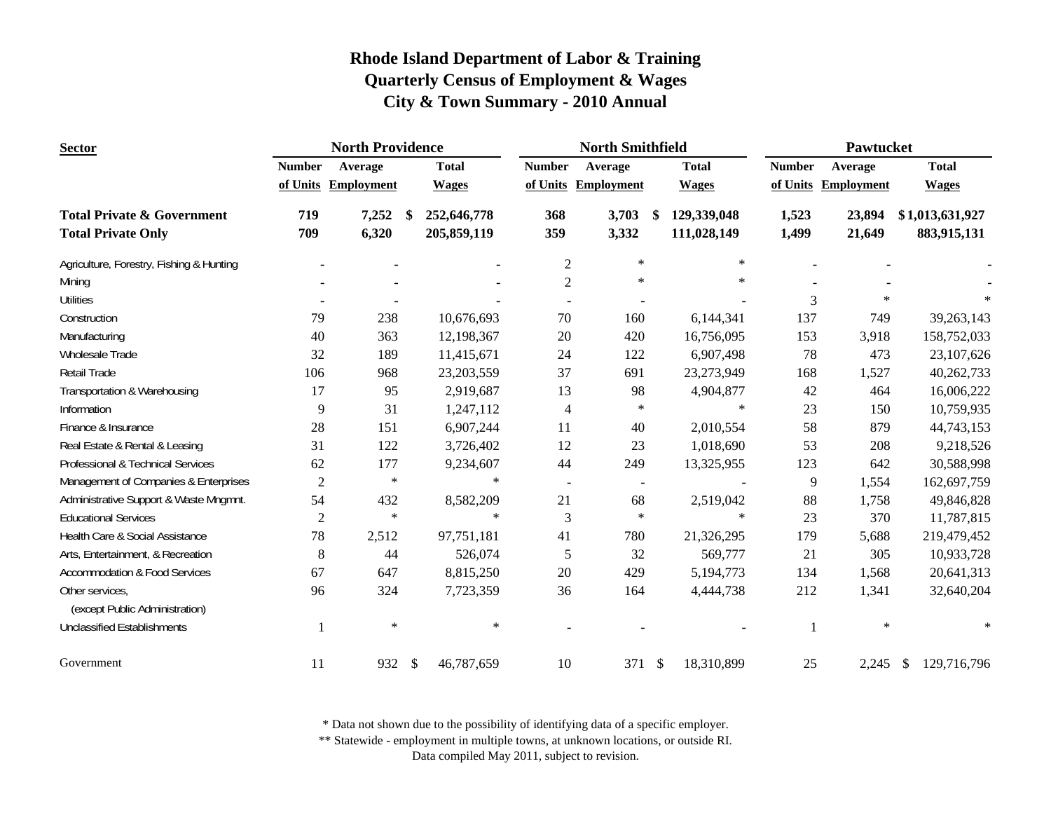# Rhode Island Department of Labor & Training
## Quarterly Census of Employment & Wages
## City & Town Summary - 2010 Annual

| Sector | North Providence | | | North Smithfield | | | Pawtucket | | |
|---|---|---|---|---|---|---|---|---|---|
| | Number of Units | Average Employment | Total Wages | Number of Units | Average Employment | Total Wages | Number of Units | Average Employment | Total Wages |
| **Total Private & Government** | **719** | **7,252** | **$ 252,646,778** | **368** | **3,703** | **$ 129,339,048** | **1,523** | **23,894** | **$ 1,013,631,927** |
| **Total Private Only** | **709** | **6,320** | **205,859,119** | **359** | **3,332** | **111,028,149** | **1,499** | **21,649** | **883,915,131** |
| Agriculture, Forestry, Fishing & Hunting | - | - | - | 2 | * | * | - | - | - |
| Mining | - | - | - | 2 | * | * | - | - | - |
| Utilities | - | - | - | - | - | - | 3 | * | * |
| Construction | 79 | 238 | 10,676,693 | 70 | 160 | 6,144,341 | 137 | 749 | 39,263,143 |
| Manufacturing | 40 | 363 | 12,198,367 | 20 | 420 | 16,756,095 | 153 | 3,918 | 158,752,033 |
| Wholesale Trade | 32 | 189 | 11,415,671 | 24 | 122 | 6,907,498 | 78 | 473 | 23,107,626 |
| Retail Trade | 106 | 968 | 23,203,559 | 37 | 691 | 23,273,949 | 168 | 1,527 | 40,262,733 |
| Transportation & Warehousing | 17 | 95 | 2,919,687 | 13 | 98 | 4,904,877 | 42 | 464 | 16,006,222 |
| Information | 9 | 31 | 1,247,112 | 4 | * | * | 23 | 150 | 10,759,935 |
| Finance & Insurance | 28 | 151 | 6,907,244 | 11 | 40 | 2,010,554 | 58 | 879 | 44,743,153 |
| Real Estate & Rental & Leasing | 31 | 122 | 3,726,402 | 12 | 23 | 1,018,690 | 53 | 208 | 9,218,526 |
| Professional & Technical Services | 62 | 177 | 9,234,607 | 44 | 249 | 13,325,955 | 123 | 642 | 30,588,998 |
| Management of Companies & Enterprises | 2 | * | * | - | - | - | 9 | 1,554 | 162,697,759 |
| Administrative Support & Waste Mngmnt. | 54 | 432 | 8,582,209 | 21 | 68 | 2,519,042 | 88 | 1,758 | 49,846,828 |
| Educational Services | 2 | * | * | 3 | * | * | 23 | 370 | 11,787,815 |
| Health Care & Social Assistance | 78 | 2,512 | 97,751,181 | 41 | 780 | 21,326,295 | 179 | 5,688 | 219,479,452 |
| Arts, Entertainment, & Recreation | 8 | 44 | 526,074 | 5 | 32 | 569,777 | 21 | 305 | 10,933,728 |
| Accommodation & Food Services | 67 | 647 | 8,815,250 | 20 | 429 | 5,194,773 | 134 | 1,568 | 20,641,313 |
| Other services, (except Public Administration) | 96 | 324 | 7,723,359 | 36 | 164 | 4,444,738 | 212 | 1,341 | 32,640,204 |
| Unclassified Establishments | 1 | * | * | - | - | - | 1 | * | * |
| Government | 11 | 932 | $ 46,787,659 | 10 | 371 | $ 18,310,899 | 25 | 2,245 | $ 129,716,796 |

\* Data not shown due to the possibility of identifying data of a specific employer.
\*\* Statewide - employment in multiple towns, at unknown locations, or outside RI.
Data compiled May 2011, subject to revision.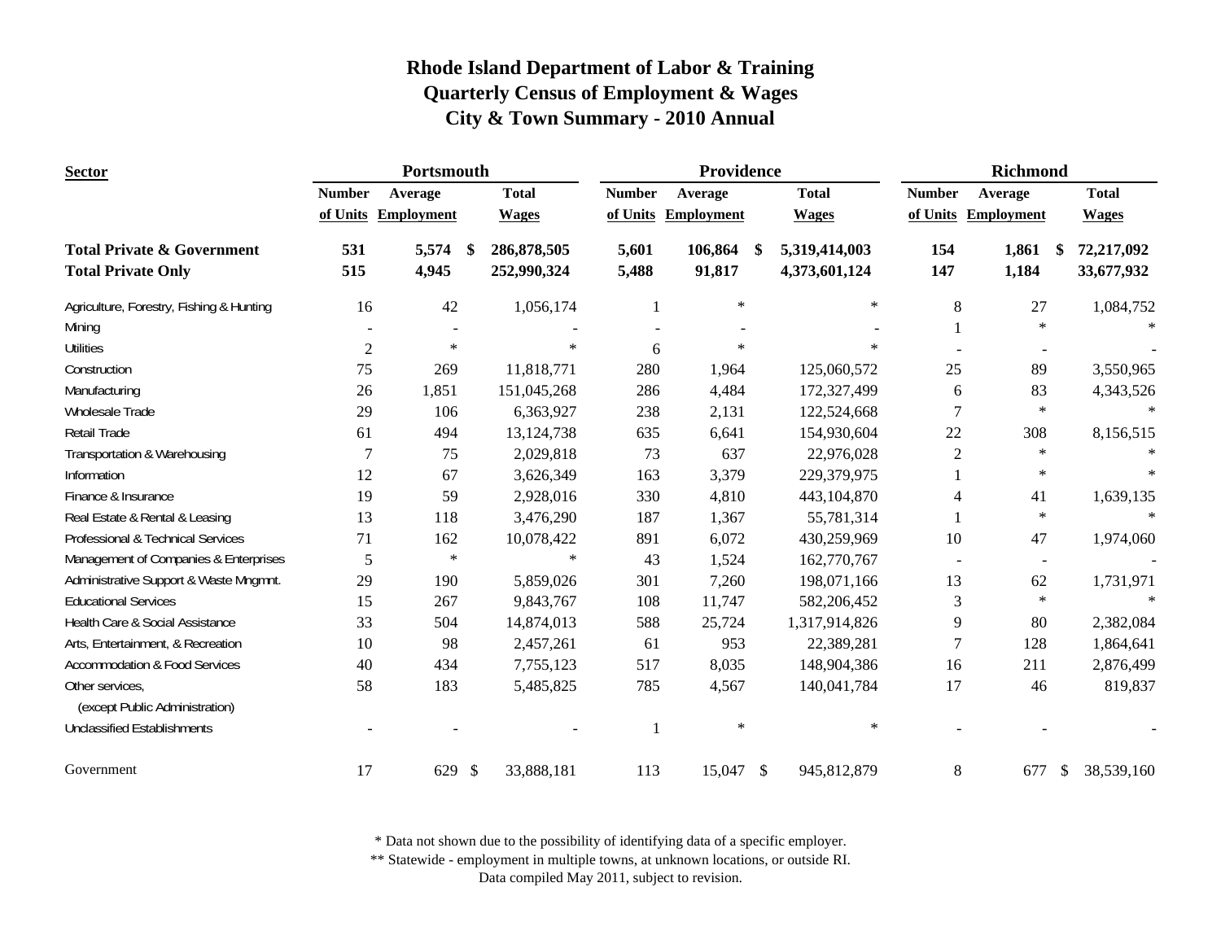# Rhode Island Department of Labor & Training
## Quarterly Census of Employment & Wages
## City & Town Summary - 2010 Annual

| Sector | Portsmouth | | | Providence | | | Richmond | | |
|---|---|---|---|---|---|---|---|---|---|
| | Number of Units | Average Employment | Total Wages | Number of Units | Average Employment | Total Wages | Number of Units | Average Employment | Total Wages |
| **Total Private & Government** | **531** | **5,574** | **$ 286,878,505** | **5,601** | **106,864** | **$ 5,319,414,003** | **154** | **1,861** | **$ 72,217,092** |
| **Total Private Only** | **515** | **4,945** | **252,990,324** | **5,488** | **91,817** | **4,373,601,124** | **147** | **1,184** | **33,677,932** |
| Agriculture, Forestry, Fishing & Hunting | 16 | 42 | 1,056,174 | 1 | * | * | 8 | 27 | 1,084,752 |
| Mining | - | - | - | - | - | - | 1 | * | * |
| Utilities | 2 | * | * | 6 | * | * | - | - | - |
| Construction | 75 | 269 | 11,818,771 | 280 | 1,964 | 125,060,572 | 25 | 89 | 3,550,965 |
| Manufacturing | 26 | 1,851 | 151,045,268 | 286 | 4,484 | 172,327,499 | 6 | 83 | 4,343,526 |
| Wholesale Trade | 29 | 106 | 6,363,927 | 238 | 2,131 | 122,524,668 | 7 | * | * |
| Retail Trade | 61 | 494 | 13,124,738 | 635 | 6,641 | 154,930,604 | 22 | 308 | 8,156,515 |
| Transportation & Warehousing | 7 | 75 | 2,029,818 | 73 | 637 | 22,976,028 | 2 | * | * |
| Information | 12 | 67 | 3,626,349 | 163 | 3,379 | 229,379,975 | 1 | * | * |
| Finance & Insurance | 19 | 59 | 2,928,016 | 330 | 4,810 | 443,104,870 | 4 | 41 | 1,639,135 |
| Real Estate & Rental & Leasing | 13 | 118 | 3,476,290 | 187 | 1,367 | 55,781,314 | 1 | * | * |
| Professional & Technical Services | 71 | 162 | 10,078,422 | 891 | 6,072 | 430,259,969 | 10 | 47 | 1,974,060 |
| Management of Companies & Enterprises | 5 | * | * | 43 | 1,524 | 162,770,767 | - | - | - |
| Administrative Support & Waste Mngmnt. | 29 | 190 | 5,859,026 | 301 | 7,260 | 198,071,166 | 13 | 62 | 1,731,971 |
| Educational Services | 15 | 267 | 9,843,767 | 108 | 11,747 | 582,206,452 | 3 | * | * |
| Health Care & Social Assistance | 33 | 504 | 14,874,013 | 588 | 25,724 | 1,317,914,826 | 9 | 80 | 2,382,084 |
| Arts, Entertainment, & Recreation | 10 | 98 | 2,457,261 | 61 | 953 | 22,389,281 | 7 | 128 | 1,864,641 |
| Accommodation & Food Services | 40 | 434 | 7,755,123 | 517 | 8,035 | 148,904,386 | 16 | 211 | 2,876,499 |
| Other services, (except Public Administration) | 58 | 183 | 5,485,825 | 785 | 4,567 | 140,041,784 | 17 | 46 | 819,837 |
| Unclassified Establishments | - | - | - | 1 | * | * | - | - | - |
| Government | 17 | 629 | $ 33,888,181 | 113 | 15,047 | $ 945,812,879 | 8 | 677 | $ 38,539,160 |

\* Data not shown due to the possibility of identifying data of a specific employer.
\*\* Statewide - employment in multiple towns, at unknown locations, or outside RI.
Data compiled May 2011, subject to revision.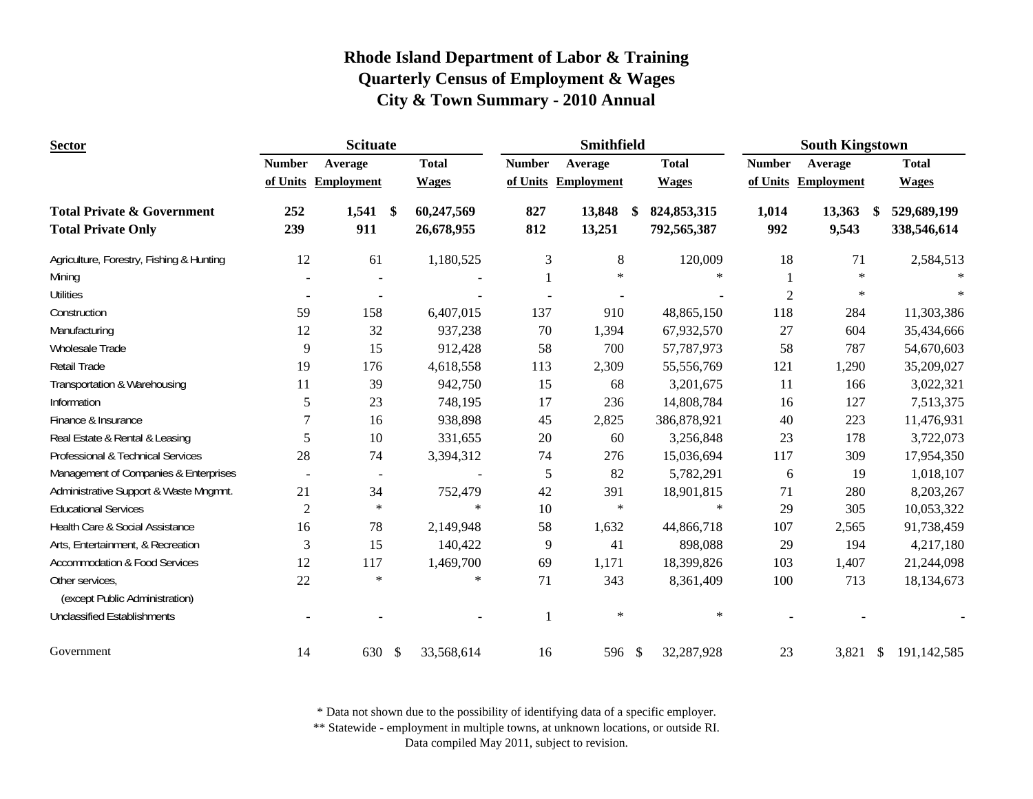# Rhode Island Department of Labor & Training
## Quarterly Census of Employment & Wages
## City & Town Summary - 2010 Annual

| Sector | Scituate | | | Smithfield | | | South Kingstown | | |
|---|---|---|---|---|---|---|---|---|---|
| | Number of Units | Average Employment | Total Wages | Number of Units | Average Employment | Total Wages | Number of Units | Average Employment | Total Wages |
| **Total Private & Government** | **252** | **1,541** | **$ 60,247,569** | **827** | **13,848** | **$ 824,853,315** | **1,014** | **13,363** | **$ 529,689,199** |
| **Total Private Only** | **239** | **911** | **26,678,955** | **812** | **13,251** | **792,565,387** | **992** | **9,543** | **338,546,614** |
| Agriculture, Forestry, Fishing & Hunting | 12 | 61 | 1,180,525 | 3 | 8 | 120,009 | 18 | 71 | 2,584,513 |
| Mining | - | - | - | 1 | * | * | 1 | * | * |
| Utilities | - | - | - | - | - | - | 2 | * | * |
| Construction | 59 | 158 | 6,407,015 | 137 | 910 | 48,865,150 | 118 | 284 | 11,303,386 |
| Manufacturing | 12 | 32 | 937,238 | 70 | 1,394 | 67,932,570 | 27 | 604 | 35,434,666 |
| Wholesale Trade | 9 | 15 | 912,428 | 58 | 700 | 57,787,973 | 58 | 787 | 54,670,603 |
| Retail Trade | 19 | 176 | 4,618,558 | 113 | 2,309 | 55,556,769 | 121 | 1,290 | 35,209,027 |
| Transportation & Warehousing | 11 | 39 | 942,750 | 15 | 68 | 3,201,675 | 11 | 166 | 3,022,321 |
| Information | 5 | 23 | 748,195 | 17 | 236 | 14,808,784 | 16 | 127 | 7,513,375 |
| Finance & Insurance | 7 | 16 | 938,898 | 45 | 2,825 | 386,878,921 | 40 | 223 | 11,476,931 |
| Real Estate & Rental & Leasing | 5 | 10 | 331,655 | 20 | 60 | 3,256,848 | 23 | 178 | 3,722,073 |
| Professional & Technical Services | 28 | 74 | 3,394,312 | 74 | 276 | 15,036,694 | 117 | 309 | 17,954,350 |
| Management of Companies & Enterprises | - | - | - | 5 | 82 | 5,782,291 | 6 | 19 | 1,018,107 |
| Administrative Support & Waste Mngmnt. | 21 | 34 | 752,479 | 42 | 391 | 18,901,815 | 71 | 280 | 8,203,267 |
| Educational Services | 2 | * | * | 10 | * | * | 29 | 305 | 10,053,322 |
| Health Care & Social Assistance | 16 | 78 | 2,149,948 | 58 | 1,632 | 44,866,718 | 107 | 2,565 | 91,738,459 |
| Arts, Entertainment, & Recreation | 3 | 15 | 140,422 | 9 | 41 | 898,088 | 29 | 194 | 4,217,180 |
| Accommodation & Food Services | 12 | 117 | 1,469,700 | 69 | 1,171 | 18,399,826 | 103 | 1,407 | 21,244,098 |
| Other services, (except Public Administration) | 22 | * | * | 71 | 343 | 8,361,409 | 100 | 713 | 18,134,673 |
| Unclassified Establishments | - | - | - | 1 | * | * | - | - | - |
| Government | 14 | 630 | $ 33,568,614 | 16 | 596 | $ 32,287,928 | 23 | 3,821 | $ 191,142,585 |

\* Data not shown due to the possibility of identifying data of a specific employer.
\*\* Statewide - employment in multiple towns, at unknown locations, or outside RI.
Data compiled May 2011, subject to revision.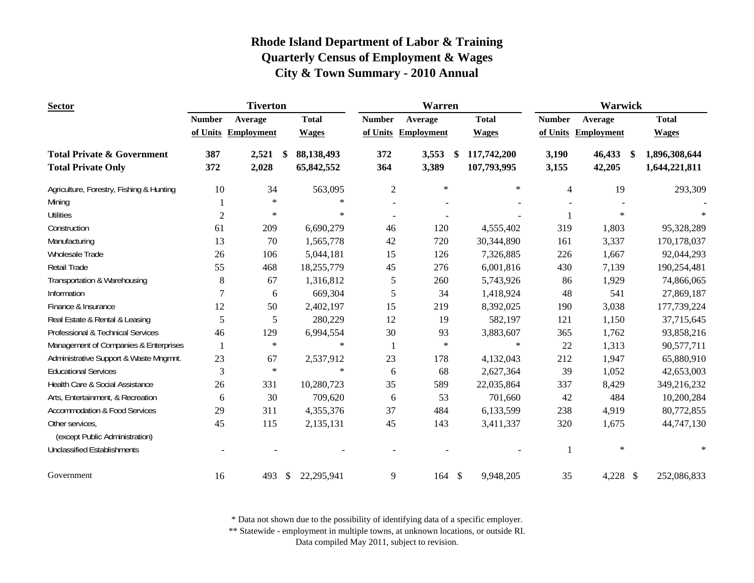# Rhode Island Department of Labor & Training
## Quarterly Census of Employment & Wages
## City & Town Summary - 2010 Annual

| Sector | Tiverton | | | Warren | | | Warwick | | |
|---|---|---|---|---|---|---|---|---|---|
| | Number of Units | Average Employment | Total Wages | Number of Units | Average Employment | Total Wages | Number of Units | Average Employment | Total Wages |
| **Total Private & Government** | **387** | **2,521** | **$ 88,138,493** | **372** | **3,553** | **$ 117,742,200** | **3,190** | **46,433** | **$ 1,896,308,644** |
| **Total Private Only** | **372** | **2,028** | **65,842,552** | **364** | **3,389** | **107,793,995** | **3,155** | **42,205** | **1,644,221,811** |
| Agriculture, Forestry, Fishing & Hunting | 10 | 34 | 563,095 | 2 | * | * | 4 | 19 | 293,309 |
| Mining | 1 | * | * | - | - | - | - | - | - |
| Utilities | 2 | * | * | - | - | - | 1 | * | * |
| Construction | 61 | 209 | 6,690,279 | 46 | 120 | 4,555,402 | 319 | 1,803 | 95,328,289 |
| Manufacturing | 13 | 70 | 1,565,778 | 42 | 720 | 30,344,890 | 161 | 3,337 | 170,178,037 |
| Wholesale Trade | 26 | 106 | 5,044,181 | 15 | 126 | 7,326,885 | 226 | 1,667 | 92,044,293 |
| Retail Trade | 55 | 468 | 18,255,779 | 45 | 276 | 6,001,816 | 430 | 7,139 | 190,254,481 |
| Transportation & Warehousing | 8 | 67 | 1,316,812 | 5 | 260 | 5,743,926 | 86 | 1,929 | 74,866,065 |
| Information | 7 | 6 | 669,304 | 5 | 34 | 1,418,924 | 48 | 541 | 27,869,187 |
| Finance & Insurance | 12 | 50 | 2,402,197 | 15 | 219 | 8,392,025 | 190 | 3,038 | 177,739,224 |
| Real Estate & Rental & Leasing | 5 | 5 | 280,229 | 12 | 19 | 582,197 | 121 | 1,150 | 37,715,645 |
| Professional & Technical Services | 46 | 129 | 6,994,554 | 30 | 93 | 3,883,607 | 365 | 1,762 | 93,858,216 |
| Management of Companies & Enterprises | 1 | * | * | 1 | * | * | 22 | 1,313 | 90,577,711 |
| Administrative Support & Waste Mngmnt. | 23 | 67 | 2,537,912 | 23 | 178 | 4,132,043 | 212 | 1,947 | 65,880,910 |
| Educational Services | 3 | * | * | 6 | 68 | 2,627,364 | 39 | 1,052 | 42,653,003 |
| Health Care & Social Assistance | 26 | 331 | 10,280,723 | 35 | 589 | 22,035,864 | 337 | 8,429 | 349,216,232 |
| Arts, Entertainment, & Recreation | 6 | 30 | 709,620 | 6 | 53 | 701,660 | 42 | 484 | 10,200,284 |
| Accommodation & Food Services | 29 | 311 | 4,355,376 | 37 | 484 | 6,133,599 | 238 | 4,919 | 80,772,855 |
| Other services, (except Public Administration) | 45 | 115 | 2,135,131 | 45 | 143 | 3,411,337 | 320 | 1,675 | 44,747,130 |
| Unclassified Establishments | - | - | - | - | - | - | 1 | * | * |
| Government | 16 | 493 | $ 22,295,941 | 9 | 164 | $ 9,948,205 | 35 | 4,228 | $ 252,086,833 |

\* Data not shown due to the possibility of identifying data of a specific employer.
\*\* Statewide - employment in multiple towns, at unknown locations, or outside RI.
Data compiled May 2011, subject to revision.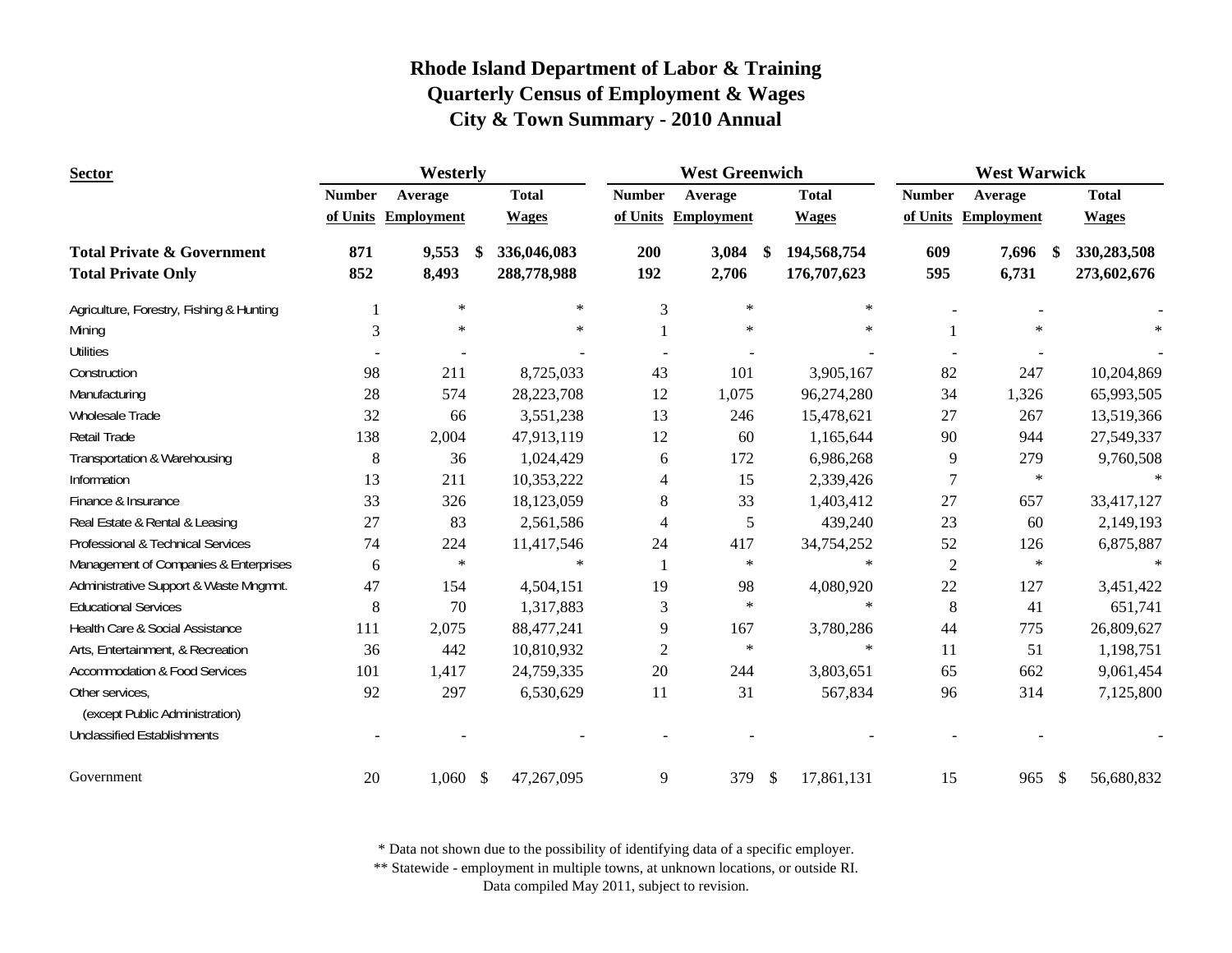# Rhode Island Department of Labor & Training
## Quarterly Census of Employment & Wages
## City & Town Summary - 2010 Annual

| Sector | Westerly | | | West Greenwich | | | West Warwick | | |
|---|---|---|---|---|---|---|---|---|---|
| | Number of Units | Average Employment | Total Wages | Number of Units | Average Employment | Total Wages | Number of Units | Average Employment | Total Wages |
| **Total Private & Government** | **871** | **9,553** | **$ 336,046,083** | **200** | **3,084** | **$ 194,568,754** | **609** | **7,696** | **$ 330,283,508** |
| **Total Private Only** | **852** | **8,493** | **288,778,988** | **192** | **2,706** | **176,707,623** | **595** | **6,731** | **273,602,676** |
| Agriculture, Forestry, Fishing & Hunting | 1 | * | * | 3 | * | * | - | - | - |
| Mining | 3 | * | * | 1 | * | * | 1 | * | * |
| Utilities | - | - | - | - | - | - | - | - | - |
| Construction | 98 | 211 | 8,725,033 | 43 | 101 | 3,905,167 | 82 | 247 | 10,204,869 |
| Manufacturing | 28 | 574 | 28,223,708 | 12 | 1,075 | 96,274,280 | 34 | 1,326 | 65,993,505 |
| Wholesale Trade | 32 | 66 | 3,551,238 | 13 | 246 | 15,478,621 | 27 | 267 | 13,519,366 |
| Retail Trade | 138 | 2,004 | 47,913,119 | 12 | 60 | 1,165,644 | 90 | 944 | 27,549,337 |
| Transportation & Warehousing | 8 | 36 | 1,024,429 | 6 | 172 | 6,986,268 | 9 | 279 | 9,760,508 |
| Information | 13 | 211 | 10,353,222 | 4 | 15 | 2,339,426 | 7 | * | * |
| Finance & Insurance | 33 | 326 | 18,123,059 | 8 | 33 | 1,403,412 | 27 | 657 | 33,417,127 |
| Real Estate & Rental & Leasing | 27 | 83 | 2,561,586 | 4 | 5 | 439,240 | 23 | 60 | 2,149,193 |
| Professional & Technical Services | 74 | 224 | 11,417,546 | 24 | 417 | 34,754,252 | 52 | 126 | 6,875,887 |
| Management of Companies & Enterprises | 6 | * | * | 1 | * | * | 2 | * | * |
| Administrative Support & Waste Mngmnt. | 47 | 154 | 4,504,151 | 19 | 98 | 4,080,920 | 22 | 127 | 3,451,422 |
| Educational Services | 8 | 70 | 1,317,883 | 3 | * | * | 8 | 41 | 651,741 |
| Health Care & Social Assistance | 111 | 2,075 | 88,477,241 | 9 | 167 | 3,780,286 | 44 | 775 | 26,809,627 |
| Arts, Entertainment, & Recreation | 36 | 442 | 10,810,932 | 2 | * | * | 11 | 51 | 1,198,751 |
| Accommodation & Food Services | 101 | 1,417 | 24,759,335 | 20 | 244 | 3,803,651 | 65 | 662 | 9,061,454 |
| Other services, (except Public Administration) | 92 | 297 | 6,530,629 | 11 | 31 | 567,834 | 96 | 314 | 7,125,800 |
| Unclassified Establishments | - | - | - | - | - | - | - | - | - |
| Government | 20 | 1,060 | $ 47,267,095 | 9 | 379 | $ 17,861,131 | 15 | 965 | $ 56,680,832 |

\* Data not shown due to the possibility of identifying data of a specific employer.
\*\* Statewide - employment in multiple towns, at unknown locations, or outside RI.
Data compiled May 2011, subject to revision.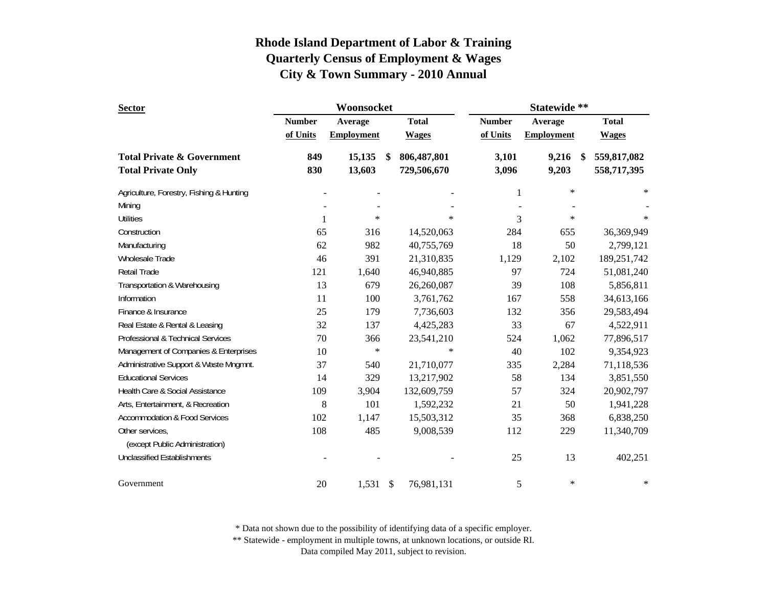# Rhode Island Department of Labor & Training
## Quarterly Census of Employment & Wages
## City & Town Summary - 2010 Annual

| Sector | Woonsocket | | | Statewide ** | | |
|---|---|---|---|---|---|---|
| | Number of Units | Average Employment | Total Wages | Number of Units | Average Employment | Total Wages |
| **Total Private & Government** | **849** | **15,135** | **$ 806,487,801** | **3,101** | **9,216** | **$ 559,817,082** |
| **Total Private Only** | **830** | **13,603** | **729,506,670** | **3,096** | **9,203** | **558,717,395** |
| Agriculture, Forestry, Fishing & Hunting | - | - | - | 1 | * | * |
| Mining | - | - | - | - | - | - |
| Utilities | 1 | * | * | 3 | * | * |
| Construction | 65 | 316 | 14,520,063 | 284 | 655 | 36,369,949 |
| Manufacturing | 62 | 982 | 40,755,769 | 18 | 50 | 2,799,121 |
| Wholesale Trade | 46 | 391 | 21,310,835 | 1,129 | 2,102 | 189,251,742 |
| Retail Trade | 121 | 1,640 | 46,940,885 | 97 | 724 | 51,081,240 |
| Transportation & Warehousing | 13 | 679 | 26,260,087 | 39 | 108 | 5,856,811 |
| Information | 11 | 100 | 3,761,762 | 167 | 558 | 34,613,166 |
| Finance & Insurance | 25 | 179 | 7,736,603 | 132 | 356 | 29,583,494 |
| Real Estate & Rental & Leasing | 32 | 137 | 4,425,283 | 33 | 67 | 4,522,911 |
| Professional & Technical Services | 70 | 366 | 23,541,210 | 524 | 1,062 | 77,896,517 |
| Management of Companies & Enterprises | 10 | * | * | 40 | 102 | 9,354,923 |
| Administrative Support & Waste Mngmnt. | 37 | 540 | 21,710,077 | 335 | 2,284 | 71,118,536 |
| Educational Services | 14 | 329 | 13,217,902 | 58 | 134 | 3,851,550 |
| Health Care & Social Assistance | 109 | 3,904 | 132,609,759 | 57 | 324 | 20,902,797 |
| Arts, Entertainment, & Recreation | 8 | 101 | 1,592,232 | 21 | 50 | 1,941,228 |
| Accommodation & Food Services | 102 | 1,147 | 15,503,312 | 35 | 368 | 6,838,250 |
| Other services, (except Public Administration) | 108 | 485 | 9,008,539 | 112 | 229 | 11,340,709 |
| Unclassified Establishments | - | - | - | 25 | 13 | 402,251 |
| Government | 20 | 1,531 | $ 76,981,131 | 5 | * | * |

* Data not shown due to the possibility of identifying data of a specific employer.
** Statewide - employment in multiple towns, at unknown locations, or outside RI.
Data compiled May 2011, subject to revision.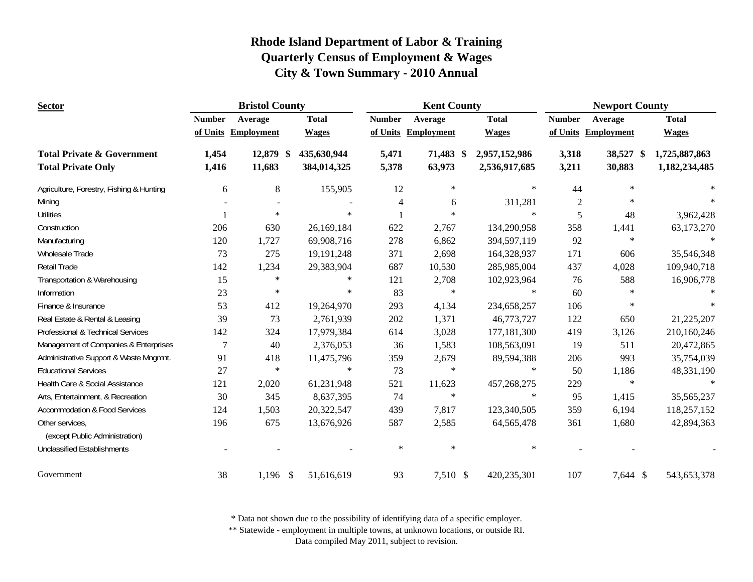# Rhode Island Department of Labor & Training
## Quarterly Census of Employment & Wages
## City & Town Summary - 2010 Annual

| Sector | Bristol County | | | Kent County | | | Newport County | | |
|---|---|---|---|---|---|---|---|---|---|
| | Number of Units | Average Employment | Total Wages | Number of Units | Average Employment | Total Wages | Number of Units | Average Employment | Total Wages |
| **Total Private & Government** | **1,454** | **12,879** | **$ 435,630,944** | **5,471** | **71,483** | **$ 2,957,152,986** | **3,318** | **38,527** | **$ 1,725,887,863** |
| **Total Private Only** | **1,416** | **11,683** | **384,014,325** | **5,378** | **63,973** | **2,536,917,685** | **3,211** | **30,883** | **1,182,234,485** |
| Agriculture, Forestry, Fishing & Hunting | 6 | 8 | 155,905 | 12 | * | * | 44 | * | * |
| Mining | - | - | - | 4 | 6 | 311,281 | 2 | * | * |
| Utilities | 1 | * | * | 1 | * | * | 5 | 48 | 3,962,428 |
| Construction | 206 | 630 | 26,169,184 | 622 | 2,767 | 134,290,958 | 358 | 1,441 | 63,173,270 |
| Manufacturing | 120 | 1,727 | 69,908,716 | 278 | 6,862 | 394,597,119 | 92 | * | * |
| Wholesale Trade | 73 | 275 | 19,191,248 | 371 | 2,698 | 164,328,937 | 171 | 606 | 35,546,348 |
| Retail Trade | 142 | 1,234 | 29,383,904 | 687 | 10,530 | 285,985,004 | 437 | 4,028 | 109,940,718 |
| Transportation & Warehousing | 15 | * | * | 121 | 2,708 | 102,923,964 | 76 | 588 | 16,906,778 |
| Information | 23 | * | * | 83 | * | * | 60 | * | * |
| Finance & Insurance | 53 | 412 | 19,264,970 | 293 | 4,134 | 234,658,257 | 106 | * | * |
| Real Estate & Rental & Leasing | 39 | 73 | 2,761,939 | 202 | 1,371 | 46,773,727 | 122 | 650 | 21,225,207 |
| Professional & Technical Services | 142 | 324 | 17,979,384 | 614 | 3,028 | 177,181,300 | 419 | 3,126 | 210,160,246 |
| Management of Companies & Enterprises | 7 | 40 | 2,376,053 | 36 | 1,583 | 108,563,091 | 19 | 511 | 20,472,865 |
| Administrative Support & Waste Mngmnt. | 91 | 418 | 11,475,796 | 359 | 2,679 | 89,594,388 | 206 | 993 | 35,754,039 |
| Educational Services | 27 | * | * | 73 | * | * | 50 | 1,186 | 48,331,190 |
| Health Care & Social Assistance | 121 | 2,020 | 61,231,948 | 521 | 11,623 | 457,268,275 | 229 | * | * |
| Arts, Entertainment, & Recreation | 30 | 345 | 8,637,395 | 74 | * | * | 95 | 1,415 | 35,565,237 |
| Accommodation & Food Services | 124 | 1,503 | 20,322,547 | 439 | 7,817 | 123,340,505 | 359 | 6,194 | 118,257,152 |
| Other services, (except Public Administration) | 196 | 675 | 13,676,926 | 587 | 2,585 | 64,565,478 | 361 | 1,680 | 42,894,363 |
| Unclassified Establishments | - | - | - | * | * | * | - | - | - |
| Government | 38 | 1,196 | $ 51,616,619 | 93 | 7,510 | $ 420,235,301 | 107 | 7,644 | $ 543,653,378 |

\* Data not shown due to the possibility of identifying data of a specific employer.

\*\* Statewide - employment in multiple towns, at unknown locations, or outside RI.

Data compiled May 2011, subject to revision.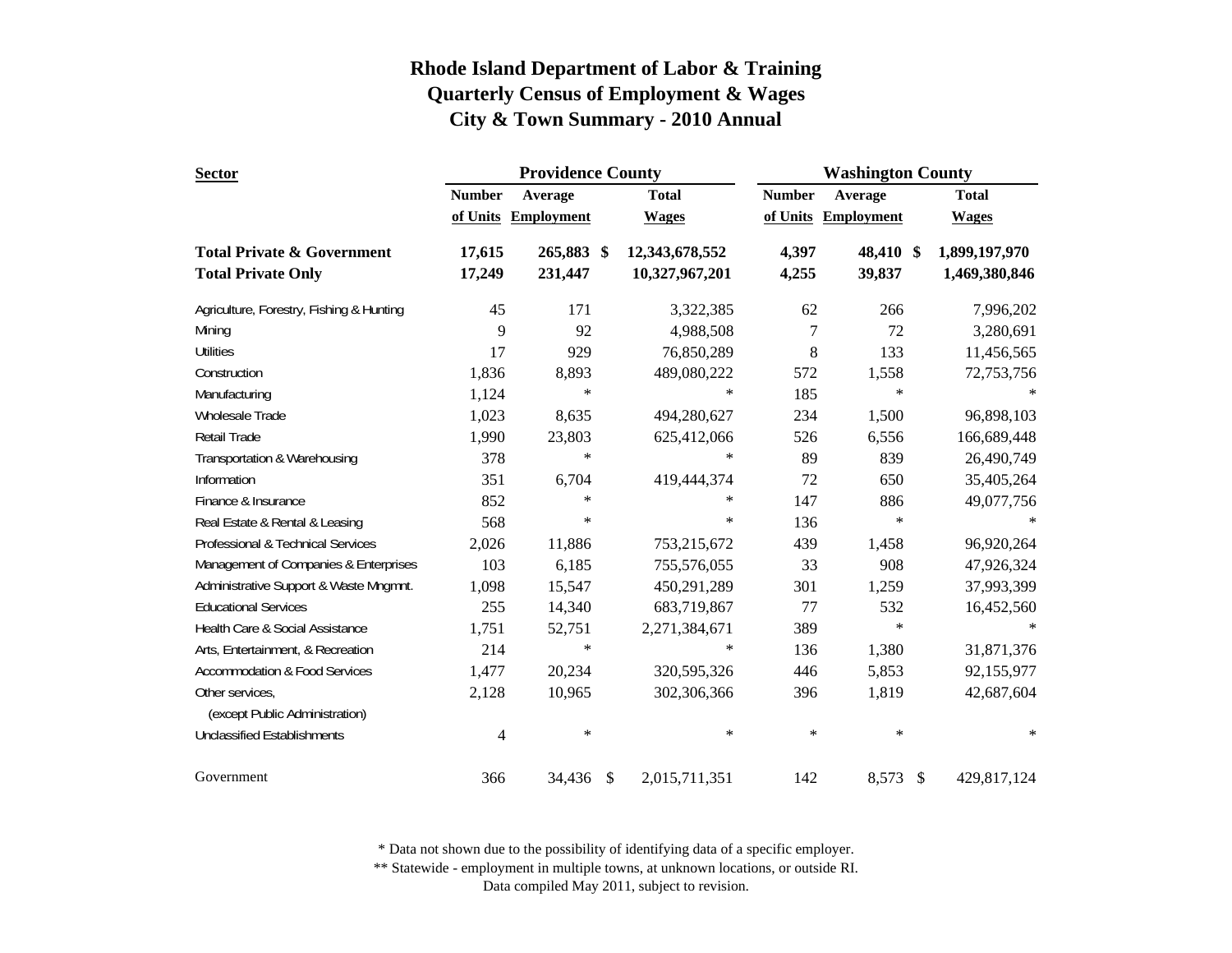# Rhode Island Department of Labor & Training
# Quarterly Census of Employment & Wages
# City & Town Summary - 2010 Annual

| Sector | Providence County | | | Washington County | | |
|---|---|---|---|---|---|---|
| | Number of Units | Average Employment | Total Wages | Number of Units | Average Employment | Total Wages |
| **Total Private & Government** | **17,615** | **265,883** | **$ 12,343,678,552** | **4,397** | **48,410** | **$ 1,899,197,970** |
| **Total Private Only** | **17,249** | **231,447** | **10,327,967,201** | **4,255** | **39,837** | **1,469,380,846** |
| Agriculture, Forestry, Fishing & Hunting | 45 | 171 | 3,322,385 | 62 | 266 | 7,996,202 |
| Mining | 9 | 92 | 4,988,508 | 7 | 72 | 3,280,691 |
| Utilities | 17 | 929 | 76,850,289 | 8 | 133 | 11,456,565 |
| Construction | 1,836 | 8,893 | 489,080,222 | 572 | 1,558 | 72,753,756 |
| Manufacturing | 1,124 | * | * | 185 | * | * |
| Wholesale Trade | 1,023 | 8,635 | 494,280,627 | 234 | 1,500 | 96,898,103 |
| Retail Trade | 1,990 | 23,803 | 625,412,066 | 526 | 6,556 | 166,689,448 |
| Transportation & Warehousing | 378 | * | * | 89 | 839 | 26,490,749 |
| Information | 351 | 6,704 | 419,444,374 | 72 | 650 | 35,405,264 |
| Finance & Insurance | 852 | * | * | 147 | 886 | 49,077,756 |
| Real Estate & Rental & Leasing | 568 | * | * | 136 | * | * |
| Professional & Technical Services | 2,026 | 11,886 | 753,215,672 | 439 | 1,458 | 96,920,264 |
| Management of Companies & Enterprises | 103 | 6,185 | 755,576,055 | 33 | 908 | 47,926,324 |
| Administrative Support & Waste Mngmnt. | 1,098 | 15,547 | 450,291,289 | 301 | 1,259 | 37,993,399 |
| Educational Services | 255 | 14,340 | 683,719,867 | 77 | 532 | 16,452,560 |
| Health Care & Social Assistance | 1,751 | 52,751 | 2,271,384,671 | 389 | * | * |
| Arts, Entertainment, & Recreation | 214 | * | * | 136 | 1,380 | 31,871,376 |
| Accommodation & Food Services | 1,477 | 20,234 | 320,595,326 | 446 | 5,853 | 92,155,977 |
| Other services, (except Public Administration) | 2,128 | 10,965 | 302,306,366 | 396 | 1,819 | 42,687,604 |
| Unclassified Establishments | 4 | * | * | * | * | * |
| Government | 366 | 34,436 | $ 2,015,711,351 | 142 | 8,573 | $ 429,817,124 |

\* Data not shown due to the possibility of identifying data of a specific employer.

\*\* Statewide - employment in multiple towns, at unknown locations, or outside RI.

Data compiled May 2011, subject to revision.